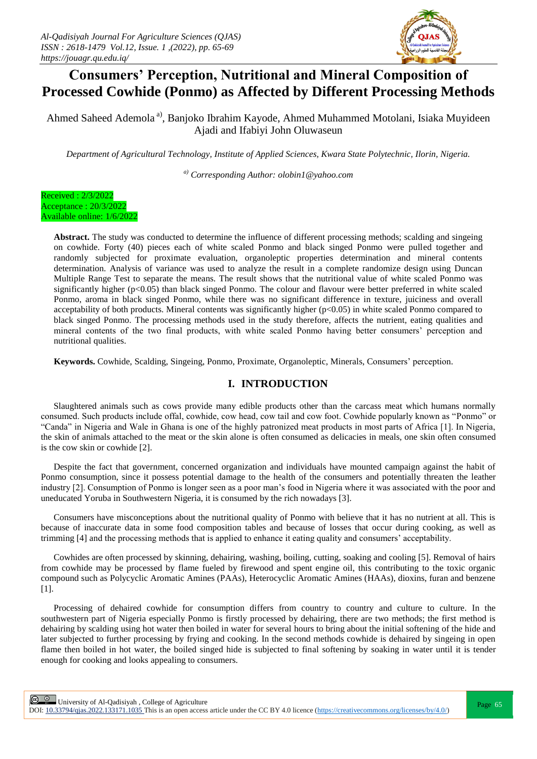# Consumers' Perception, Nutritional and Mineral Composition of Processed Cowhide (Ponmo) as Affected by Different Processing Methods

Ahmed Saheed Ademola [a)], Banjoko Ibrahim Kayode, Ahmed Muhammed Motolani, Isiaka Muyideen Ajadi and Ifabiyi John Oluwaseun

*Department of Agricultural Technology, Institute of Applied Sciences, Kwara State Polytechnic, Ilorin, Nigeria.*

*[a)] Corresponding Author: olobin1@yahoo.com*

Received : 2/3/2022
Acceptance : 20/3/2022
Available online: 1/6/2022

**Abstract.** The study was conducted to determine the influence of different processing methods; scalding and singeing on cowhide. Forty (40) pieces each of white scaled Ponmo and black singed Ponmo were pulled together and randomly subjected for proximate evaluation, organoleptic properties determination and mineral contents determination. Analysis of variance was used to analyze the result in a complete randomize design using Duncan Multiple Range Test to separate the means. The result shows that the nutritional value of white scaled Ponmo was significantly higher ($p<0.05$) than black singed Ponmo. The colour and flavour were better preferred in white scaled Ponmo, aroma in black singed Ponmo, while there was no significant difference in texture, juiciness and overall acceptability of both products. Mineral contents was significantly higher ($p<0.05$) in white scaled Ponmo compared to black singed Ponmo. The processing methods used in the study therefore, affects the nutrient, eating qualities and mineral contents of the two final products, with white scaled Ponmo having better consumers' perception and nutritional qualities.

**Keywords.** Cowhide, Scalding, Singeing, Ponmo, Proximate, Organoleptic, Minerals, Consumers' perception.

## I. INTRODUCTION

Slaughtered animals such as cows provide many edible products other than the carcass meat which humans normally consumed. Such products include offal, cowhide, cow head, cow tail and cow foot. Cowhide popularly known as "Ponmo" or "Canda" in Nigeria and Wale in Ghana is one of the highly patronized meat products in most parts of Africa [1]. In Nigeria, the skin of animals attached to the meat or the skin alone is often consumed as delicacies in meals, one skin often consumed is the cow skin or cowhide [2].

Despite the fact that government, concerned organization and individuals have mounted campaign against the habit of Ponmo consumption, since it possess potential damage to the health of the consumers and potentially threaten the leather industry [2]. Consumption of Ponmo is longer seen as a poor man's food in Nigeria where it was associated with the poor and uneducated Yoruba in Southwestern Nigeria, it is consumed by the rich nowadays [3].

Consumers have misconceptions about the nutritional quality of Ponmo with believe that it has no nutrient at all. This is because of inaccurate data in some food composition tables and because of losses that occur during cooking, as well as trimming [4] and the processing methods that is applied to enhance it eating quality and consumers' acceptability.

Cowhides are often processed by skinning, dehairing, washing, boiling, cutting, soaking and cooling [5]. Removal of hairs from cowhide may be processed by flame fueled by firewood and spent engine oil, this contributing to the toxic organic compound such as Polycyclic Aromatic Amines (PAAs), Heterocyclic Aromatic Amines (HAAs), dioxins, furan and benzene [1].

Processing of dehaired cowhide for consumption differs from country to country and culture to culture. In the southwestern part of Nigeria especially Ponmo is firstly processed by dehairing, there are two methods; the first method is dehairing by scalding using hot water then boiled in water for several hours to bring about the initial softening of the hide and later subjected to further processing by frying and cooking. In the second methods cowhide is dehaired by singeing in open flame then boiled in hot water, the boiled singed hide is subjected to final softening by soaking in water until it is tender enough for cooking and looks appealing to consumers.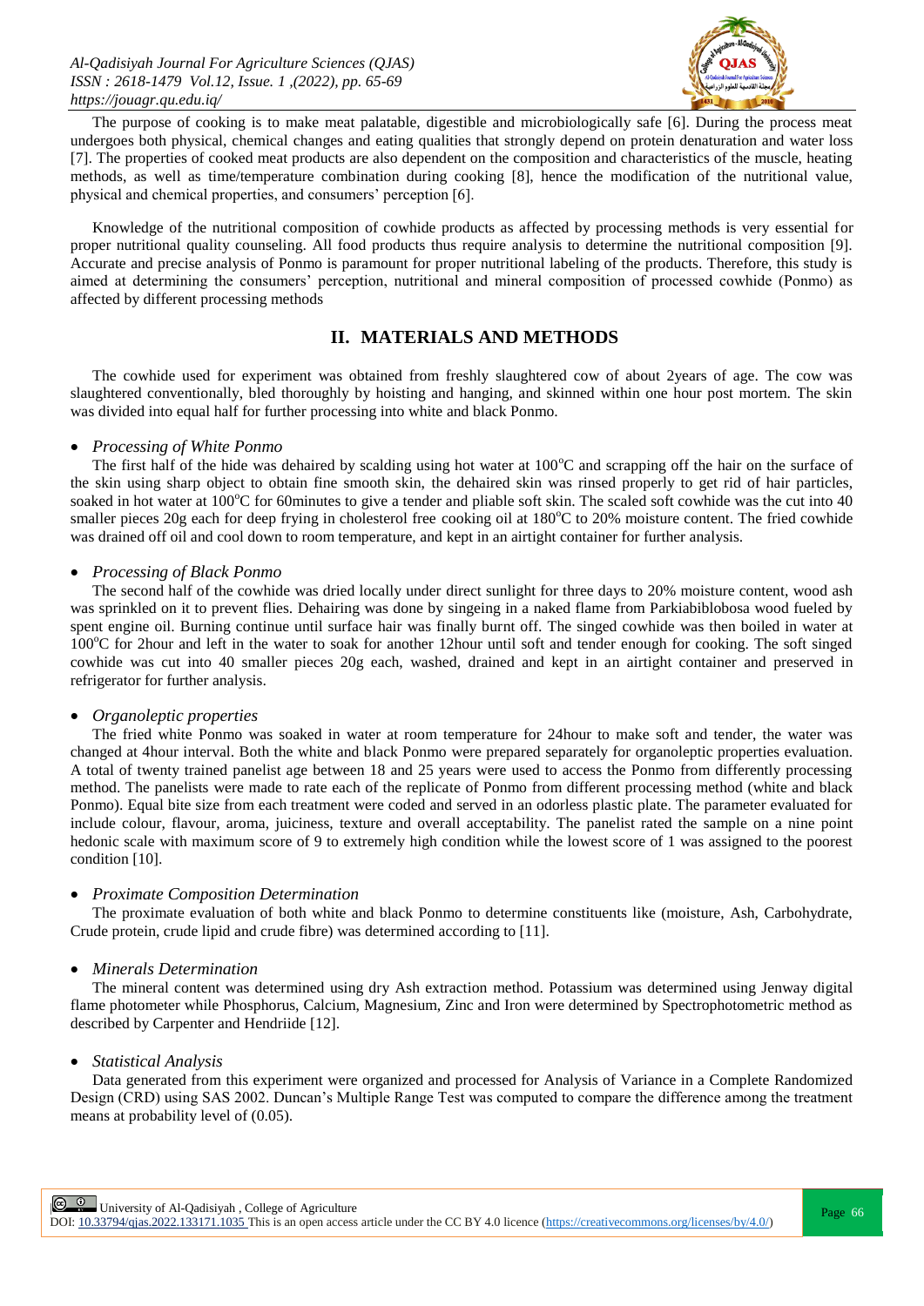The purpose of cooking is to make meat palatable, digestible and microbiologically safe [6]. During the process meat undergoes both physical, chemical changes and eating qualities that strongly depend on protein denaturation and water loss [7]. The properties of cooked meat products are also dependent on the composition and characteristics of the muscle, heating methods, as well as time/temperature combination during cooking [8], hence the modification of the nutritional value, physical and chemical properties, and consumers' perception [6].

Knowledge of the nutritional composition of cowhide products as affected by processing methods is very essential for proper nutritional quality counseling. All food products thus require analysis to determine the nutritional composition [9]. Accurate and precise analysis of Ponmo is paramount for proper nutritional labeling of the products. Therefore, this study is aimed at determining the consumers' perception, nutritional and mineral composition of processed cowhide (Ponmo) as affected by different processing methods

## II. MATERIALS AND METHODS

The cowhide used for experiment was obtained from freshly slaughtered cow of about 2years of age. The cow was slaughtered conventionally, bled thoroughly by hoisting and hanging, and skinned within one hour post mortem. The skin was divided into equal half for further processing into white and black Ponmo.

- *Processing of White Ponmo*

The first half of the hide was dehaired by scalding using hot water at 100°C and scrapping off the hair on the surface of the skin using sharp object to obtain fine smooth skin, the dehaired skin was rinsed properly to get rid of hair particles, soaked in hot water at 100°C for 60minutes to give a tender and pliable soft skin. The scaled soft cowhide was the cut into 40 smaller pieces 20g each for deep frying in cholesterol free cooking oil at 180°C to 20% moisture content. The fried cowhide was drained off oil and cool down to room temperature, and kept in an airtight container for further analysis.

- *Processing of Black Ponmo*

The second half of the cowhide was dried locally under direct sunlight for three days to 20% moisture content, wood ash was sprinkled on it to prevent flies. Dehairing was done by singeing in a naked flame from Parkiabiblobosa wood fueled by spent engine oil. Burning continue until surface hair was finally burnt off. The singed cowhide was then boiled in water at 100°C for 2hour and left in the water to soak for another 12hour until soft and tender enough for cooking. The soft singed cowhide was cut into 40 smaller pieces 20g each, washed, drained and kept in an airtight container and preserved in refrigerator for further analysis.

- *Organoleptic properties*

The fried white Ponmo was soaked in water at room temperature for 24hour to make soft and tender, the water was changed at 4hour interval. Both the white and black Ponmo were prepared separately for organoleptic properties evaluation. A total of twenty trained panelist age between 18 and 25 years were used to access the Ponmo from differently processing method. The panelists were made to rate each of the replicate of Ponmo from different processing method (white and black Ponmo). Equal bite size from each treatment were coded and served in an odorless plastic plate. The parameter evaluated for include colour, flavour, aroma, juiciness, texture and overall acceptability. The panelist rated the sample on a nine point hedonic scale with maximum score of 9 to extremely high condition while the lowest score of 1 was assigned to the poorest condition [10].

- *Proximate Composition Determination*

The proximate evaluation of both white and black Ponmo to determine constituents like (moisture, Ash, Carbohydrate, Crude protein, crude lipid and crude fibre) was determined according to [11].

- *Minerals Determination*

The mineral content was determined using dry Ash extraction method. Potassium was determined using Jenway digital flame photometer while Phosphorus, Calcium, Magnesium, Zinc and Iron were determined by Spectrophotometric method as described by Carpenter and Hendriide [12].

- *Statistical Analysis*

Data generated from this experiment were organized and processed for Analysis of Variance in a Complete Randomized Design (CRD) using SAS 2002. Duncan's Multiple Range Test was computed to compare the difference among the treatment means at probability level of (0.05).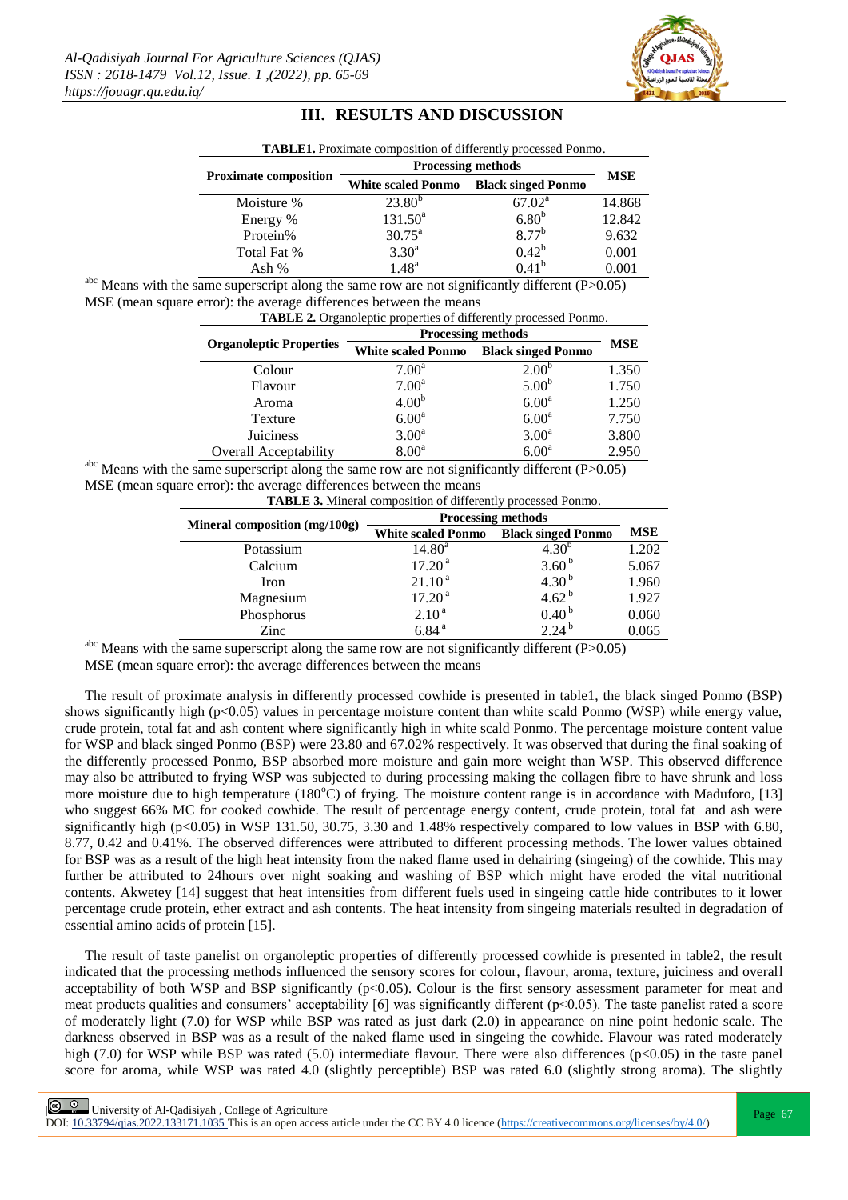# III. RESULTS AND DISCUSSION

**TABLE1.** Proximate composition of differently processed Ponmo.

| Proximate composition | Processing methods | | MSE |
|---|---|---|---|
| | **White scaled Ponmo** | **Black singed Ponmo** | |
| Moisture % | 23.80[b] | 67.02[a] | 14.868 |
| Energy % | 131.50[a] | 6.80[b] | 12.842 |
| Protein% | 30.75[a] | 8.77[b] | 9.632 |
| Total Fat % | 3.30[a] | 0.42[b] | 0.001 |
| Ash % | 1.48[a] | 0.41[b] | 0.001 |

[abc] Means with the same superscript along the same row are not significantly different (P>0.05)
MSE (mean square error): the average differences between the means

**TABLE 2.** Organoleptic properties of differently processed Ponmo.

| Organoleptic Properties | Processing methods | | MSE |
|---|---|---|---|
| | **White scaled Ponmo** | **Black singed Ponmo** | |
| Colour | 7.00[a] | 2.00[b] | 1.350 |
| Flavour | 7.00[a] | 5.00[b] | 1.750 |
| Aroma | 4.00[b] | 6.00[a] | 1.250 |
| Texture | 6.00[a] | 6.00[a] | 7.750 |
| Juiciness | 3.00[a] | 3.00[a] | 3.800 |
| Overall Acceptability | 8.00[a] | 6.00[a] | 2.950 |

[abc] Means with the same superscript along the same row are not significantly different (P>0.05)
MSE (mean square error): the average differences between the means

**TABLE 3.** Mineral composition of differently processed Ponmo.

| Mineral composition (mg/100g) | Processing methods | | MSE |
|---|---|---|---|
| | **White scaled Ponmo** | **Black singed Ponmo** | |
| Potassium | 14.80[a] | 4.30[b] | 1.202 |
| Calcium | 17.20[a] | 3.60[b] | 5.067 |
| Iron | 21.10[a] | 4.30[b] | 1.960 |
| Magnesium | 17.20[a] | 4.62[b] | 1.927 |
| Phosphorus | 2.10[a] | 0.40[b] | 0.060 |
| Zinc | 6.84[a] | 2.24[b] | 0.065 |

[abc] Means with the same superscript along the same row are not significantly different (P>0.05)
MSE (mean square error): the average differences between the means

The result of proximate analysis in differently processed cowhide is presented in table1, the black singed Ponmo (BSP) shows significantly high ($p<0.05$) values in percentage moisture content than white scald Ponmo (WSP) while energy value, crude protein, total fat and ash content where significantly high in white scald Ponmo. The percentage moisture content value for WSP and black singed Ponmo (BSP) were 23.80 and 67.02% respectively. It was observed that during the final soaking of the differently processed Ponmo, BSP absorbed more moisture and gain more weight than WSP. This observed difference may also be attributed to frying WSP was subjected to during processing making the collagen fibre to have shrunk and loss more moisture due to high temperature (180°C) of frying. The moisture content range is in accordance with Maduforo, [13] who suggest 66% MC for cooked cowhide. The result of percentage energy content, crude protein, total fat and ash were significantly high ($p<0.05$) in WSP 131.50, 30.75, 3.30 and 1.48% respectively compared to low values in BSP with 6.80, 8.77, 0.42 and 0.41%. The observed differences were attributed to different processing methods. The lower values obtained for BSP was as a result of the high heat intensity from the naked flame used in dehairing (singeing) of the cowhide. This may further be attributed to 24hours over night soaking and washing of BSP which might have eroded the vital nutritional contents. Akwetey [14] suggest that heat intensities from different fuels used in singeing cattle hide contributes to it lower percentage crude protein, ether extract and ash contents. The heat intensity from singeing materials resulted in degradation of essential amino acids of protein [15].

The result of taste panelist on organoleptic properties of differently processed cowhide is presented in table2, the result indicated that the processing methods influenced the sensory scores for colour, flavour, aroma, texture, juiciness and overall acceptability of both WSP and BSP significantly ($p<0.05$). Colour is the first sensory assessment parameter for meat and meat products qualities and consumers' acceptability [6] was significantly different ($p<0.05$). The taste panelist rated a score of moderately light (7.0) for WSP while BSP was rated as just dark (2.0) in appearance on nine point hedonic scale. The darkness observed in BSP was as a result of the naked flame used in singeing the cowhide. Flavour was rated moderately high (7.0) for WSP while BSP was rated (5.0) intermediate flavour. There were also differences ($p<0.05$) in the taste panel score for aroma, while WSP was rated 4.0 (slightly perceptible) BSP was rated 6.0 (slightly strong aroma). The slightly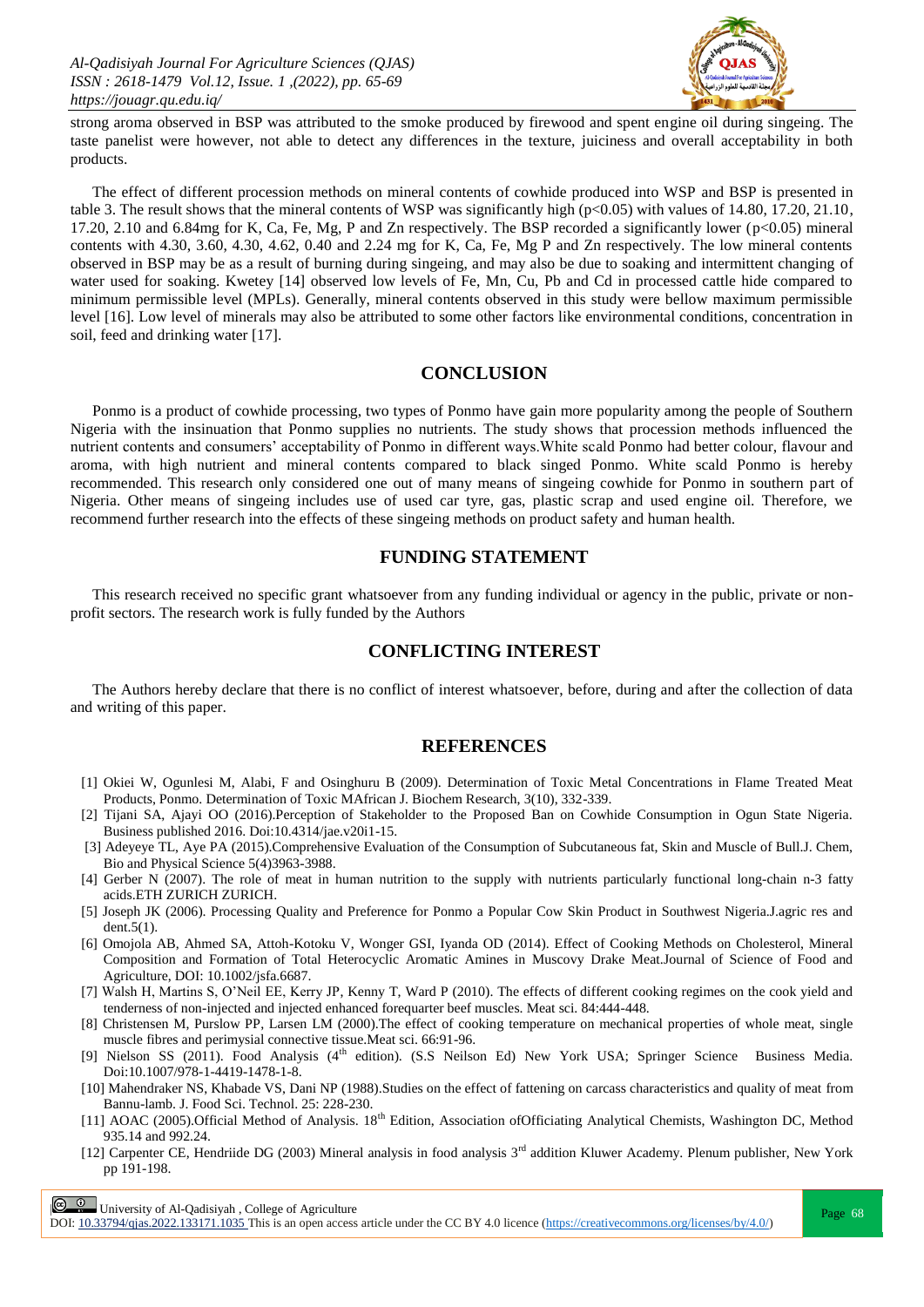strong aroma observed in BSP was attributed to the smoke produced by firewood and spent engine oil during singeing. The taste panelist were however, not able to detect any differences in the texture, juiciness and overall acceptability in both products.

The effect of different procession methods on mineral contents of cowhide produced into WSP and BSP is presented in table 3. The result shows that the mineral contents of WSP was significantly high ($p<0.05$) with values of 14.80, 17.20, 21.10, 17.20, 2.10 and 6.84mg for K, Ca, Fe, Mg, P and Zn respectively. The BSP recorded a significantly lower ($p<0.05$) mineral contents with 4.30, 3.60, 4.30, 4.62, 0.40 and 2.24 mg for K, Ca, Fe, Mg P and Zn respectively. The low mineral contents observed in BSP may be as a result of burning during singeing, and may also be due to soaking and intermittent changing of water used for soaking. Kwetey [14] observed low levels of Fe, Mn, Cu, Pb and Cd in processed cattle hide compared to minimum permissible level (MPLs). Generally, mineral contents observed in this study were bellow maximum permissible level [16]. Low level of minerals may also be attributed to some other factors like environmental conditions, concentration in soil, feed and drinking water [17].

## CONCLUSION

Ponmo is a product of cowhide processing, two types of Ponmo have gain more popularity among the people of Southern Nigeria with the insinuation that Ponmo supplies no nutrients. The study shows that procession methods influenced the nutrient contents and consumers' acceptability of Ponmo in different ways.White scald Ponmo had better colour, flavour and aroma, with high nutrient and mineral contents compared to black singed Ponmo. White scald Ponmo is hereby recommended. This research only considered one out of many means of singeing cowhide for Ponmo in southern part of Nigeria. Other means of singeing includes use of used car tyre, gas, plastic scrap and used engine oil. Therefore, we recommend further research into the effects of these singeing methods on product safety and human health.

## FUNDING STATEMENT

This research received no specific grant whatsoever from any funding individual or agency in the public, private or non-profit sectors. The research work is fully funded by the Authors

## CONFLICTING INTEREST

The Authors hereby declare that there is no conflict of interest whatsoever, before, during and after the collection of data and writing of this paper.

## REFERENCES

[1] Okiei W, Ogunlesi M, Alabi, F and Osinghuru B (2009). Determination of Toxic Metal Concentrations in Flame Treated Meat Products, Ponmo. Determination of Toxic MAfrican J. Biochem Research, 3(10), 332-339.

[2] Tijani SA, Ajayi OO (2016).Perception of Stakeholder to the Proposed Ban on Cowhide Consumption in Ogun State Nigeria. Business published 2016. Doi:10.4314/jae.v20i1-15.

[3] Adeyeye TL, Aye PA (2015).Comprehensive Evaluation of the Consumption of Subcutaneous fat, Skin and Muscle of Bull.J. Chem, Bio and Physical Science 5(4)3963-3988.

[4] Gerber N (2007). The role of meat in human nutrition to the supply with nutrients particularly functional long-chain n-3 fatty acids.ETH ZURICH ZURICH.

[5] Joseph JK (2006). Processing Quality and Preference for Ponmo a Popular Cow Skin Product in Southwest Nigeria.J.agric res and dent.5(1).

[6] Omojola AB, Ahmed SA, Attoh-Kotoku V, Wonger GSI, Iyanda OD (2014). Effect of Cooking Methods on Cholesterol, Mineral Composition and Formation of Total Heterocyclic Aromatic Amines in Muscovy Drake Meat.Journal of Science of Food and Agriculture, DOI: 10.1002/jsfa.6687.

[7] Walsh H, Martins S, O'Neil EE, Kerry JP, Kenny T, Ward P (2010). The effects of different cooking regimes on the cook yield and tenderness of non-injected and injected enhanced forequarter beef muscles. Meat sci. 84:444-448.

[8] Christensen M, Purslow PP, Larsen LM (2000).The effect of cooking temperature on mechanical properties of whole meat, single muscle fibres and perimysial connective tissue.Meat sci. 66:91-96.

[9] Nielson SS (2011). Food Analysis (4th edition). (S.S Neilson Ed) New York USA; Springer Science Business Media. Doi:10.1007/978-1-4419-1478-1-8.

[10] Mahendraker NS, Khabade VS, Dani NP (1988).Studies on the effect of fattening on carcass characteristics and quality of meat from Bannu-lamb. J. Food Sci. Technol. 25: 228-230.

[11] AOAC (2005).Official Method of Analysis. 18th Edition, Association ofOfficiating Analytical Chemists, Washington DC, Method 935.14 and 992.24.

[12] Carpenter CE, Hendriide DG (2003) Mineral analysis in food analysis 3rd addition Kluwer Academy. Plenum publisher, New York pp 191-198.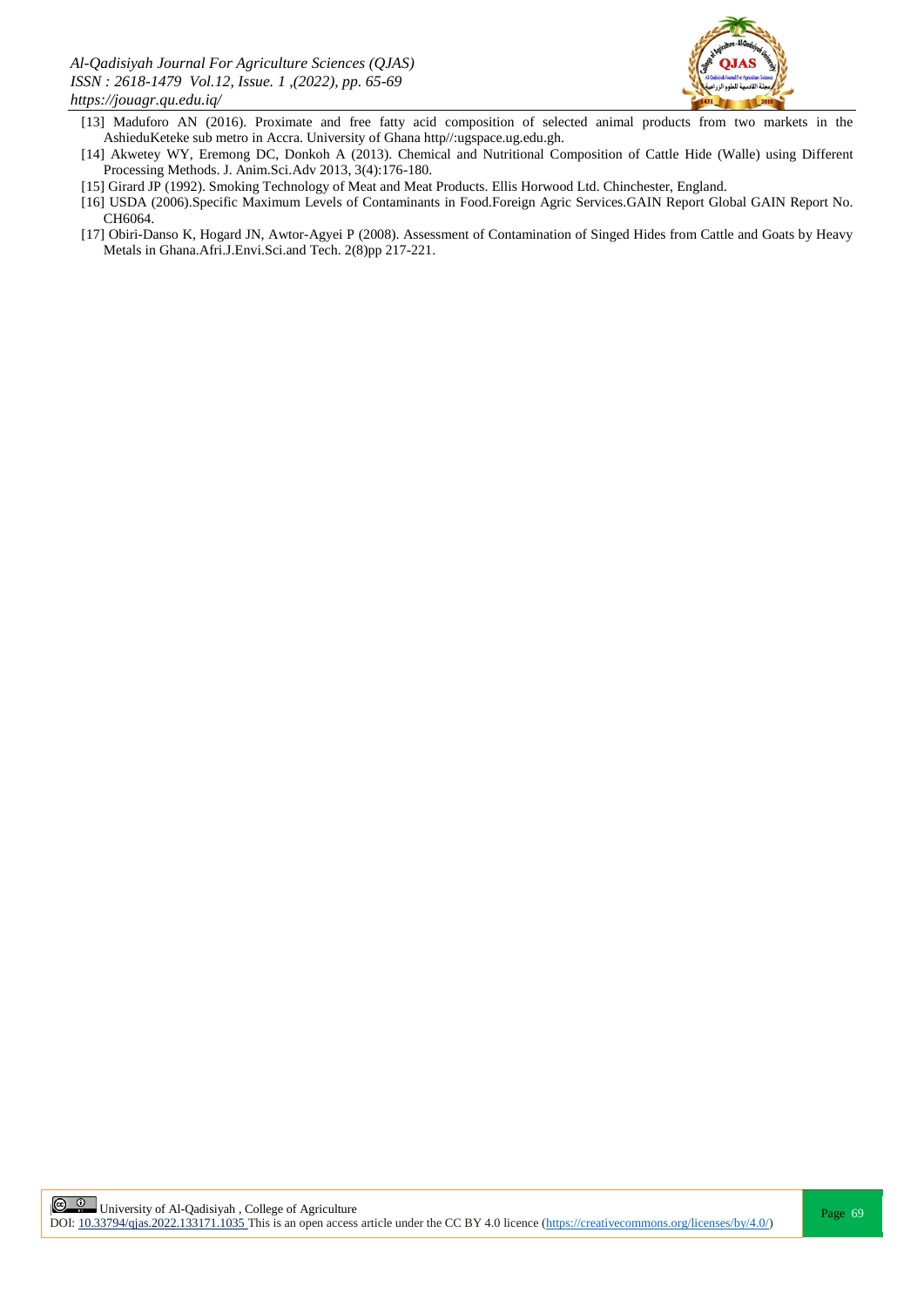[13] Maduforo AN (2016). Proximate and free fatty acid composition of selected animal products from two markets in the AshieduKeteke sub metro in Accra. University of Ghana http//:ugspace.ug.edu.gh.

[14] Akwetey WY, Eremong DC, Donkoh A (2013). Chemical and Nutritional Composition of Cattle Hide (Walle) using Different Processing Methods. J. Anim.Sci.Adv 2013, 3(4):176-180.

[15] Girard JP (1992). Smoking Technology of Meat and Meat Products. Ellis Horwood Ltd. Chinchester, England.

[16] USDA (2006).Specific Maximum Levels of Contaminants in Food.Foreign Agric Services.GAIN Report Global GAIN Report No. CH6064.

[17] Obiri-Danso K, Hogard JN, Awtor-Agyei P (2008). Assessment of Contamination of Singed Hides from Cattle and Goats by Heavy Metals in Ghana.Afri.J.Envi.Sci.and Tech. 2(8)pp 217-221.